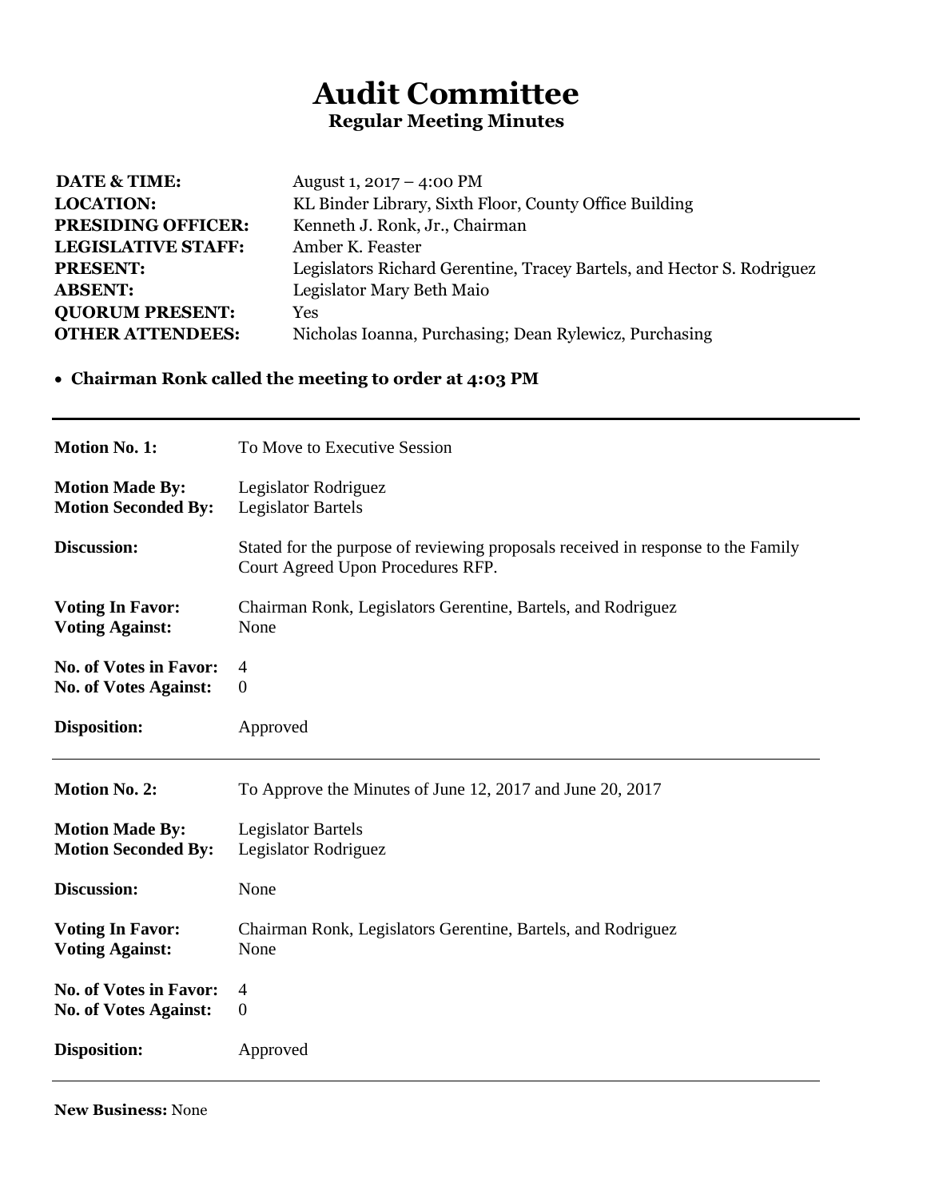# Audit Committee

## Regular Meeting Minutes

**DATE & TIME:** August 1, 2017 – 4:00 PM
**LOCATION:** KL Binder Library, Sixth Floor, County Office Building
**PRESIDING OFFICER:** Kenneth J. Ronk, Jr., Chairman
**LEGISLATIVE STAFF:** Amber K. Feaster
**PRESENT:** Legislators Richard Gerentine, Tracey Bartels, and Hector S. Rodriguez
**ABSENT:** Legislator Mary Beth Maio
**QUORUM PRESENT:** Yes
**OTHER ATTENDEES:** Nicholas Ioanna, Purchasing; Dean Rylewicz, Purchasing

- **Chairman Ronk called the meeting to order at 4:03 PM**

---

**Motion No. 1:** To Move to Executive Session

**Motion Made By:** Legislator Rodriguez
**Motion Seconded By:** Legislator Bartels

**Discussion:** Stated for the purpose of reviewing proposals received in response to the Family Court Agreed Upon Procedures RFP.

**Voting In Favor:** Chairman Ronk, Legislators Gerentine, Bartels, and Rodriguez
**Voting Against:** None

**No. of Votes in Favor:** 4
**No. of Votes Against:** 0

**Disposition:** Approved

---

**Motion No. 2:** To Approve the Minutes of June 12, 2017 and June 20, 2017

**Motion Made By:** Legislator Bartels
**Motion Seconded By:** Legislator Rodriguez

**Discussion:** None

**Voting In Favor:** Chairman Ronk, Legislators Gerentine, Bartels, and Rodriguez
**Voting Against:** None

**No. of Votes in Favor:** 4
**No. of Votes Against:** 0

**Disposition:** Approved

---

**New Business:** None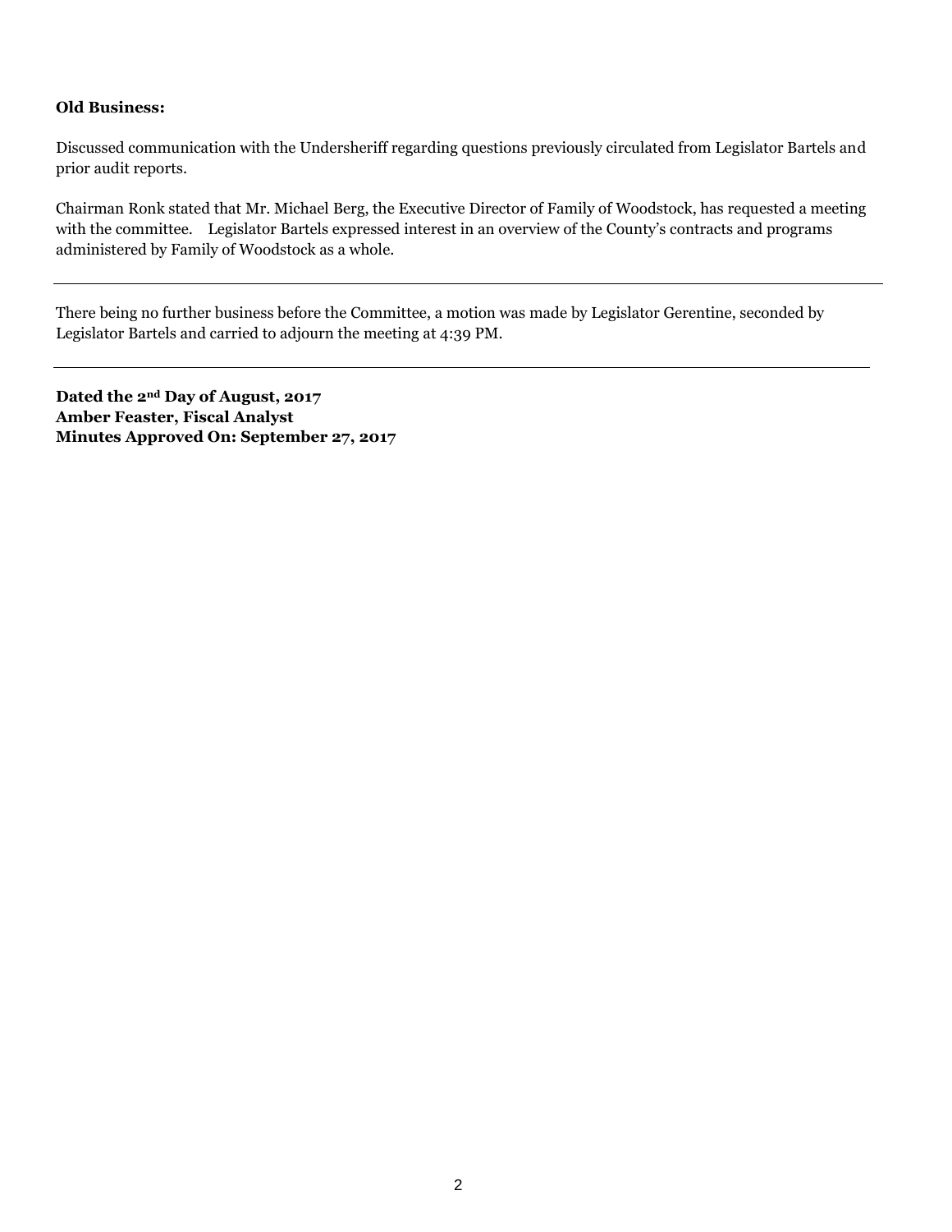**Old Business:**

Discussed communication with the Undersheriff regarding questions previously circulated from Legislator Bartels and prior audit reports.

Chairman Ronk stated that Mr. Michael Berg, the Executive Director of Family of Woodstock, has requested a meeting with the committee. Legislator Bartels expressed interest in an overview of the County's contracts and programs administered by Family of Woodstock as a whole.

---

There being no further business before the Committee, a motion was made by Legislator Gerentine, seconded by Legislator Bartels and carried to adjourn the meeting at 4:39 PM.

---

**Dated the 2nd Day of August, 2017**
**Amber Feaster, Fiscal Analyst**
**Minutes Approved On: September 27, 2017**